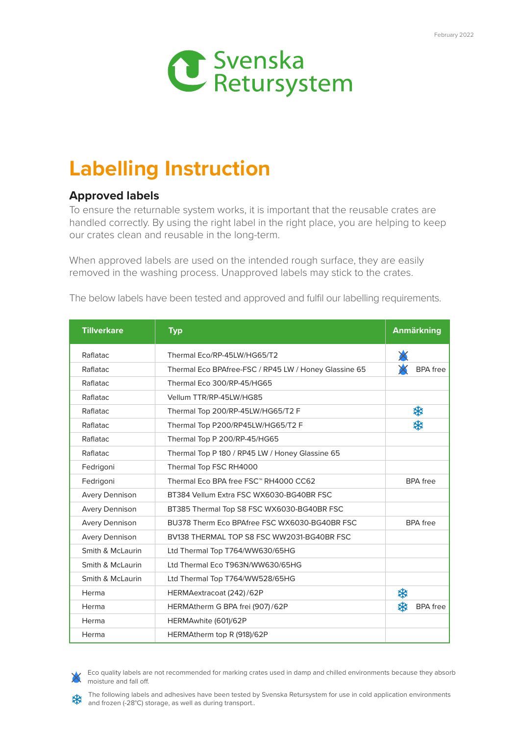February 2022

Svenska Retursystem

# Labelling Instruction

## Approved labels

To ensure the returnable system works, it is important that the reusable crates are handled correctly. By using the right label in the right place, you are helping to keep our crates clean and reusable in the long-term.

When approved labels are used on the intended rough surface, they are easily removed in the washing process. Unapproved labels may stick to the crates.

The below labels have been tested and approved and fulfil our labelling requirements.

| Tillverkare | Typ | Anmärkning |
|---|---|---|
| Raflatac | Thermal Eco/RP-45LW/HG65/T2 | (moisture icon) |
| Raflatac | Thermal Eco BPAfree-FSC / RP45 LW / Honey Glassine 65 | (moisture icon) BPA free |
| Raflatac | Thermal Eco 300/RP-45/HG65 | |
| Raflatac | Vellum TTR/RP-45LW/HG85 | |
| Raflatac | Thermal Top 200/RP-45LW/HG65/T2 F | ❄ |
| Raflatac | Thermal Top P200/RP45LW/HG65/T2 F | ❄ |
| Raflatac | Thermal Top P 200/RP-45/HG65 | |
| Raflatac | Thermal Top P 180 / RP45 LW / Honey Glassine 65 | |
| Fedrigoni | Thermal Top FSC RH4000 | |
| Fedrigoni | Thermal Eco BPA free FSC™ RH4000 CC62 | BPA free |
| Avery Dennison | BT384 Vellum Extra FSC WX6030-BG40BR FSC | |
| Avery Dennison | BT385 Thermal Top S8 FSC WX6030-BG40BR FSC | |
| Avery Dennison | BU378 Therm Eco BPAfree FSC WX6030-BG40BR FSC | BPA free |
| Avery Dennison | BV138 THERMAL TOP S8 FSC WW2031-BG40BR FSC | |
| Smith & McLaurin | Ltd Thermal Top T764/WW630/65HG | |
| Smith & McLaurin | Ltd Thermal Eco T963N/WW630/65HG | |
| Smith & McLaurin | Ltd Thermal Top T764/WW528/65HG | |
| Herma | HERMAextracoat (242)/62P | ❄ |
| Herma | HERMAtherm G BPA frei (907)/62P | ❄ BPA free |
| Herma | HERMAwhite (601)/62P | |
| Herma | HERMAtherm top R (918)/62P | |

(moisture icon) Eco quality labels are not recommended for marking crates used in damp and chilled environments because they absorb moisture and fall off.

❄ The following labels and adhesives have been tested by Svenska Retursystem for use in cold application environments and frozen (-28°C) storage, as well as during transport..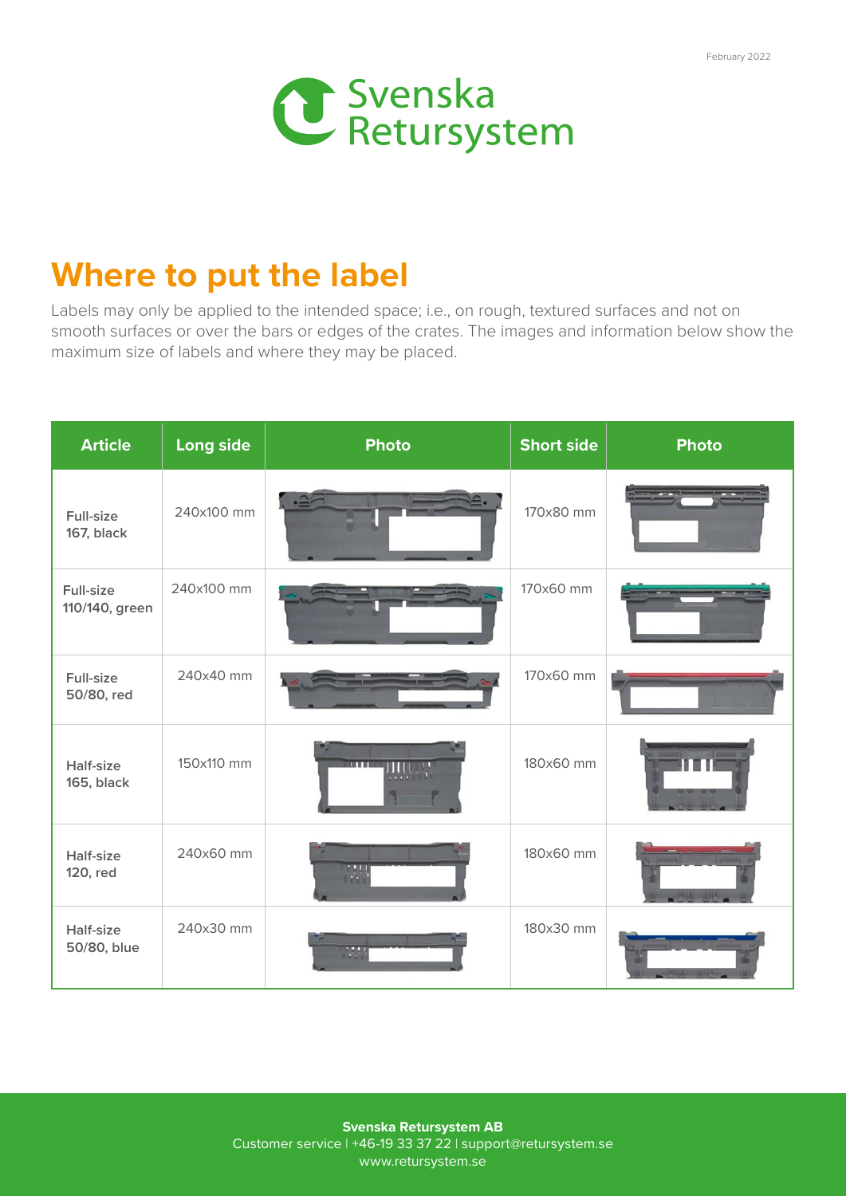February 2022

Svenska Retursystem

# Where to put the label

Labels may only be applied to the intended space; i.e., on rough, textured surfaces and not on smooth surfaces or over the bars or edges of the crates. The images and information below show the maximum size of labels and where they may be placed.

| Article | Long side | Photo | Short side | Photo |
|---|---|---|---|---|
| Full-size 167, black | 240x100 mm | | 170x80 mm | |
| Full-size 110/140, green | 240x100 mm | | 170x60 mm | |
| Full-size 50/80, red | 240x40 mm | | 170x60 mm | |
| Half-size 165, black | 150x110 mm | | 180x60 mm | |
| Half-size 120, red | 240x60 mm | | 180x60 mm | |
| Half-size 50/80, blue | 240x30 mm | | 180x30 mm | |

**Svenska Retursystem AB**
Customer service | +46-19 33 37 22 | support@retursystem.se
www.retursystem.se